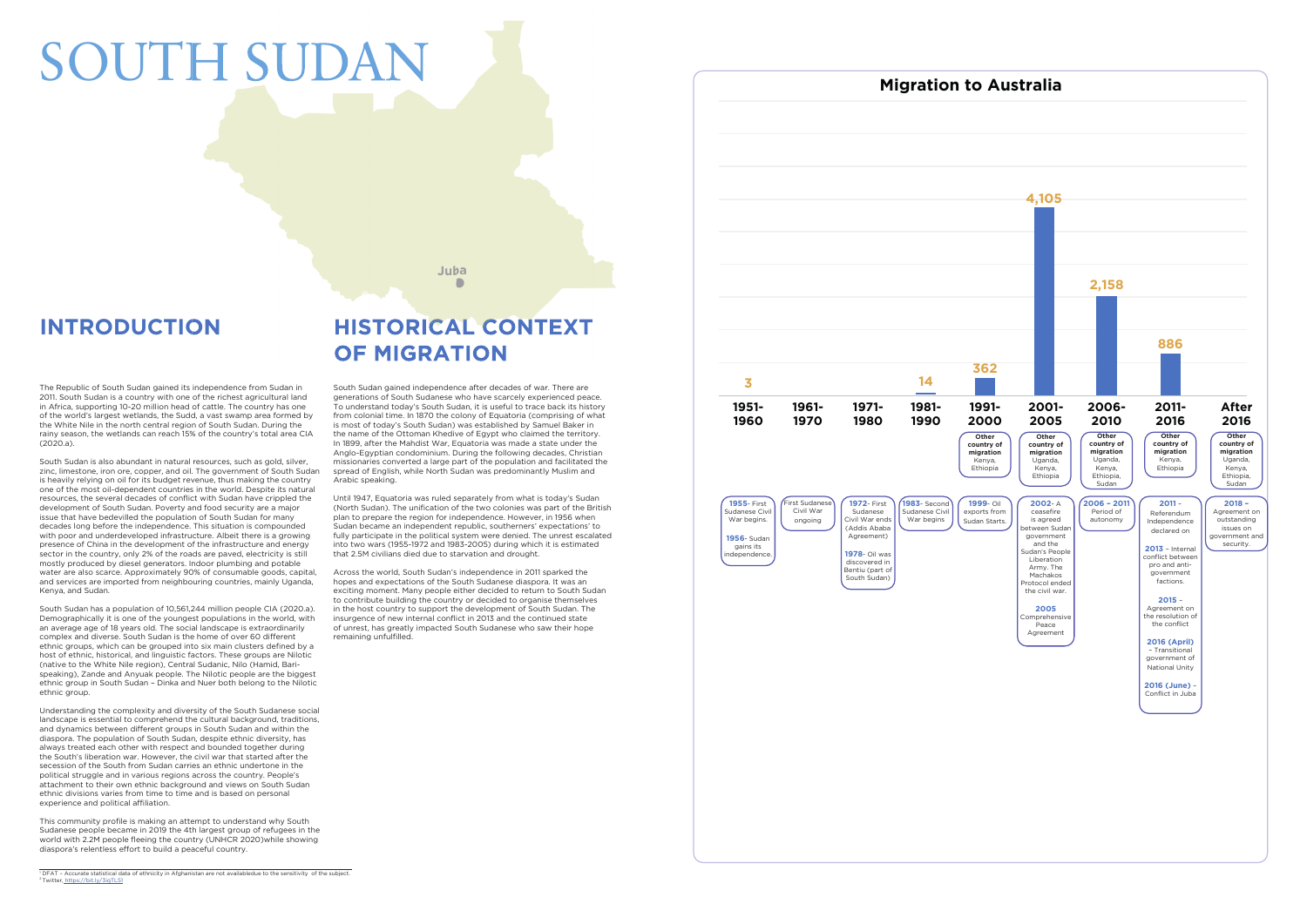# SOUTH SUDAN

## INTRODUCTION

The Republic of South Sudan gained its independence from Sudan in 2011. South Sudan is a country with one of the richest agricultural land in Africa, supporting 10-20 million head of cattle. The country has one of the world's largest wetlands, the Sudd, a vast swamp area formed by the White Nile in the north central region of South Sudan. During the rainy season, the wetlands can reach 15% of the country's total area CIA (2020.a).

South Sudan is also abundant in natural resources, such as gold, silver, zinc, limestone, iron ore, copper, and oil. The government of South Sudan is heavily relying on oil for its budget revenue, thus making the country one of the most oil-dependent countries in the world. Despite its natural resources, the several decades of conflict with Sudan have crippled the development of South Sudan. Poverty and food security are a major issue that have bedevilled the population of South Sudan for many decades long before the independence. This situation is compounded with poor and underdeveloped infrastructure. Albeit there is a growing presence of China in the development of the infrastructure and energy sector in the country, only 2% of the roads are paved, electricity is still mostly produced by diesel generators. Indoor plumbing and potable water are also scarce. Approximately 90% of consumable goods, capital, and services are imported from neighbouring countries, mainly Uganda, Kenya, and Sudan.

South Sudan has a population of 10,561,244 million people CIA (2020.a). Demographically it is one of the youngest populations in the world, with an average age of 18 years old. The social landscape is extraordinarily complex and diverse. South Sudan is the home of over 60 different ethnic groups, which can be grouped into six main clusters defined by a host of ethnic, historical, and linguistic factors. These groups are Nilotic (native to the White Nile region), Central Sudanic, Nilo (Hamid, Bari-speaking), Zande and Anyuak people. The Nilotic people are the biggest ethnic group in South Sudan – Dinka and Nuer both belong to the Nilotic ethnic group.

Understanding the complexity and diversity of the South Sudanese social landscape is essential to comprehend the cultural background, traditions, and dynamics between different groups in South Sudan and within the diaspora. The population of South Sudan, despite ethnic diversity, has always treated each other with respect and bounded together during the South's liberation war. However, the civil war that started after the secession of the South from Sudan carries an ethnic undertone in the political struggle and in various regions across the country. People's attachment to their own ethnic background and views on South Sudan ethnic divisions varies from time to time and is based on personal experience and political affiliation.

This community profile is making an attempt to understand why South Sudanese people became in 2019 the 4th largest group of refugees in the world with 2.2M people fleeing the country (UNHCR 2020)while showing diaspora's relentless effort to build a peaceful country.

## HISTORICAL CONTEXT OF MIGRATION

South Sudan gained independence after decades of war. There are generations of South Sudanese who have scarcely experienced peace. To understand today's South Sudan, it is useful to trace back its history from colonial time. In 1870 the colony of Equatoria (comprising of what is most of today's South Sudan) was established by Samuel Baker in the name of the Ottoman Khedive of Egypt who claimed the territory. In 1899, after the Mahdist War, Equatoria was made a state under the Anglo-Egyptian condominium. During the following decades, Christian missionaries converted a large part of the population and facilitated the spread of English, while North Sudan was predominantly Muslim and Arabic speaking.

Until 1947, Equatoria was ruled separately from what is today's Sudan (North Sudan). The unification of the two colonies was part of the British plan to prepare the region for independence. However, in 1956 when Sudan became an independent republic, southerners' expectations' to fully participate in the political system were denied. The unrest escalated into two wars (1955-1972 and 1983-2005) during which it is estimated that 2.5M civilians died due to starvation and drought.

Across the world, South Sudan's independence in 2011 sparked the hopes and expectations of the South Sudanese diaspora. It was an exciting moment. Many people either decided to return to South Sudan to contribute building the country or decided to organise themselves in the host country to support the development of South Sudan. The insurgence of new internal conflict in 2013 and the continued state of unrest, has greatly impacted South Sudanese who saw their hope remaining unfulfilled.

### Migration to Australia

| Period | Arrivals | Other country of migration | Events |
|---|---|---|---|
| 1951-1960 | 3 | | 1955- First Sudanese Civil War begins. 1956- Sudan gains its independence. |
| 1961-1970 | | | First Sudanese Civil War ongoing |
| 1971-1980 | | | 1972- First Sudanese Civil War ends (Addis Ababa Agreement). 1978- Oil was discovered in Bentiu (part of South Sudan) |
| 1981-1990 | 14 | | 1983- Second Sudanese Civil War begins |
| 1991-2000 | 362 | Kenya, Ethiopia | 1999- Oil exports from Sudan Starts. |
| 2001-2005 | 4,105 | Uganda, Kenya, Ethiopia | 2002- A ceasefire is agreed between Sudan government and the Sudan's People Liberation Army. The Machakos Protocol ended the civil war. 2005 Comprehensive Peace Agreement |
| 2006-2010 | 2,158 | Uganda, Kenya, Ethiopia, Sudan | 2006 – 2011 Period of autonomy |
| 2011-2016 | 886 | Kenya, Ethiopia | 2011 – Referendum Independence declared on. 2013 – Internal conflict between pro and anti-government factions. 2015 – Agreement on the resolution of the conflict. 2016 (April) – Transitional government of National Unity. 2016 (June) – Conflict in Juba |
| After 2016 | | Uganda, Kenya, Ethiopia, Sudan | 2018 – Agreement on outstanding issues on government and security. |

[1] DFAT – Accurate statistical data of ethnicity in Afghanistan are not availabledue to the sensitivity of the subject.
[2] Twitter, https://bit.ly/3iqTL5l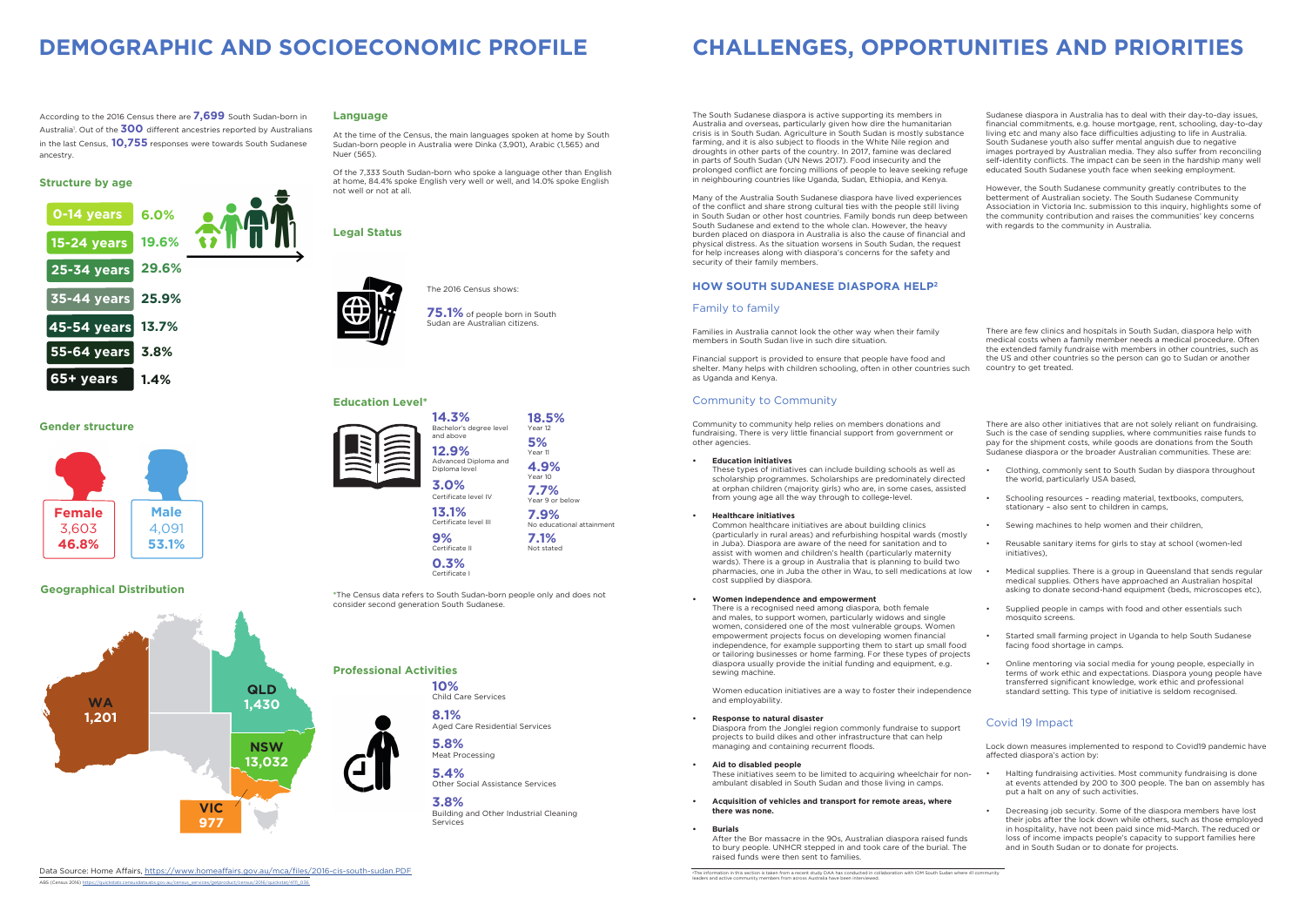# DEMOGRAPHIC AND SOCIOECONOMIC PROFILE

According to the 2016 Census there are **7,699** South Sudan-born in Australia[1]. Out of the **300** different ancestries reported by Australians in the last Census, **10,755** responses were towards South Sudanese ancestry.

## Structure by age

| Age | % |
|---|---|
| 0-14 years | 6.0% |
| 15-24 years | 19.6% |
| 25-34 years | 29.6% |
| 35-44 years | 25.9% |
| 45-54 years | 13.7% |
| 55-64 years | 3.8% |
| 65+ years | 1.4% |

## Gender structure

| Female | Male |
|---|---|
| 3,603 | 4,091 |
| 46.8% | 53.1% |

## Geographical Distribution

| State | Number |
|---|---|
| WA | 1,201 |
| QLD | 1,430 |
| NSW | 13,032 |
| VIC | 977 |

## Language

At the time of the Census, the main languages spoken at home by South Sudan-born people in Australia were Dinka (3,901), Arabic (1,565) and Nuer (565).

Of the 7,333 South Sudan-born who spoke a language other than English at home, 84.4% spoke English very well or well, and 14.0% spoke English not well or not at all.

## Legal Status

The 2016 Census shows:

**75.1%** of people born in South Sudan are Australian citizens.

## Education Level*

- **14.3%** Bachelor's degree level and above
- **12.9%** Advanced Diploma and Diploma level
- **3.0%** Certificate level IV
- **13.1%** Certificate level III
- **9%** Certificate II
- **0.3%** Certificate I
- **18.5%** Year 12
- **5%** Year 11
- **4.9%** Year 10
- **7.7%** Year 9 or below
- **7.9%** No educational attainment
- **7.1%** Not stated

*The Census data refers to South Sudan-born people only and does not consider second generation South Sudanese.

## Professional Activities

- **10%** Child Care Services
- **8.1%** Aged Care Residential Services
- **5.8%** Meat Processing
- **5.4%** Other Social Assistance Services
- **3.8%** Building and Other Industrial Cleaning Services

Data Source: Home Affairs, https://www.homeaffairs.gov.au/mca/files/2016-cis-south-sudan.PDF

ABS (Census 2016) https://quickstats.censusdata.abs.gov.au/census_services/getproduct/census/2016/quickstat/4111_036

# CHALLENGES, OPPORTUNITIES AND PRIORITIES

The South Sudanese diaspora is active supporting its members in Australia and overseas, particularly given how dire the humanitarian crisis is in South Sudan. Agriculture in South Sudan is mostly substance farming, and it is also subject to floods in the White Nile region and droughts in other parts of the country. In 2017, famine was declared in parts of South Sudan (UN News 2017). Food insecurity and the prolonged conflict are forcing millions of people to leave seeking refuge in neighbouring countries like Uganda, Sudan, Ethiopia, and Kenya.

Many of the Australia South Sudanese diaspora have lived experiences of the conflict and share strong cultural ties with the people still living in South Sudan or other host countries. Family bonds run deep between South Sudanese and extend to the whole clan. However, the heavy burden placed on diaspora in Australia is also the cause of financial and physical distress. As the situation worsens in South Sudan, the request for help increases along with diaspora's concerns for the safety and security of their family members.

Sudanese diaspora in Australia has to deal with their day-to-day issues, financial commitments, e.g. house mortgage, rent, schooling, day-to-day living etc and many also face difficulties adjusting to life in Australia. South Sudanese youth also suffer mental anguish due to negative images portrayed by Australian media. They also suffer from reconciling self-identity conflicts. The impact can be seen in the hardship many well educated South Sudanese youth face when seeking employment.

However, the South Sudanese community greatly contributes to the betterment of Australian society. The South Sudanese Community Association in Victoria Inc. submission to this inquiry, highlights some of the community contribution and raises the communities' key concerns with regards to the community in Australia.

## HOW SOUTH SUDANESE DIASPORA HELP[2]

### Family to family

Families in Australia cannot look the other way when their family members in South Sudan live in such dire situation.

Financial support is provided to ensure that people have food and shelter. Many helps with children schooling, often in other countries such as Uganda and Kenya.

There are few clinics and hospitals in South Sudan, diaspora help with medical costs when a family member needs a medical procedure. Often the extended family fundraise with members in other countries, such as the US and other countries so the person can go to Sudan or another country to get treated.

### Community to Community

Community to community help relies on members donations and fundraising. There is very little financial support from government or other agencies.

- **Education initiatives**
  These types of initiatives can include building schools as well as scholarship programmes. Scholarships are predominately directed at orphan children (majority girls) who are, in some cases, assisted from young age all the way through to college-level.
- **Healthcare initiatives**
  Common healthcare initiatives are about building clinics (particularly in rural areas) and refurbishing hospital wards (mostly in Juba). Diaspora are aware of the need for sanitation and to assist with women and children's health (particularly maternity wards). There is a group in Australia that is planning to build two pharmacies, one in Juba the other in Wau, to sell medications at low cost supplied by diaspora.
- **Women independence and empowerment**
  There is a recognised need among diaspora, both female and males, to support women, particularly widows and single women, considered one of the most vulnerable groups. Women empowerment projects focus on developing women financial independence, for example supporting them to start up small food or tailoring businesses or home farming. For these types of projects diaspora usually provide the initial funding and equipment, e.g. sewing machine.

  Women education initiatives are a way to foster their independence and employability.
- **Response to natural disaster**
  Diaspora from the Jonglei region commonly fundraise to support projects to build dikes and other infrastructure that can help managing and containing recurrent floods.
- **Aid to disabled people**
  These initiatives seem to be limited to acquiring wheelchair for non-ambulant disabled in South Sudan and those living in camps.
- **Acquisition of vehicles and transport for remote areas, where there was none.**
- **Burials**
  After the Bor massacre in the 90s, Australian diaspora raised funds to bury people. UNHCR stepped in and took care of the burial. The raised funds were then sent to families.

There are also other initiatives that are not solely reliant on fundraising. Such is the case of sending supplies, where communities raise funds to pay for the shipment costs, while goods are donations from the South Sudanese diaspora or the broader Australian communities. These are:

- Clothing, commonly sent to South Sudan by diaspora throughout the world, particularly USA based,
- Schooling resources – reading material, textbooks, computers, stationary – also sent to children in camps,
- Sewing machines to help women and their children,
- Reusable sanitary items for girls to stay at school (women-led initiatives),
- Medical supplies. There is a group in Queensland that sends regular medical supplies. Others have approached an Australian hospital asking to donate second-hand equipment (beds, microscopes etc),
- Supplied people in camps with food and other essentials such mosquito screens.
- Started small farming project in Uganda to help South Sudanese facing food shortage in camps.
- Online mentoring via social media for young people, especially in terms of work ethic and expectations. Diaspora young people have transferred significant knowledge, work ethic and professional standard setting. This type of initiative is seldom recognised.

### Covid 19 Impact

Lock down measures implemented to respond to Covid19 pandemic have affected diaspora's action by:

- Halting fundraising activities. Most community fundraising is done at events attended by 200 to 300 people. The ban on assembly has put a halt on any of such activities.
- Decreasing job security. Some of the diaspora members have lost their jobs after the lock down while others, such as those employed in hospitality, have not been paid since mid-March. The reduced or loss of income impacts people's capacity to support families here and in South Sudan or to donate for projects.

[2]The information in this section is taken from a recent study DAA has conducted in collaboration with IOM South Sudan where 41 community leaders and active community members from across Australia have been interviewed.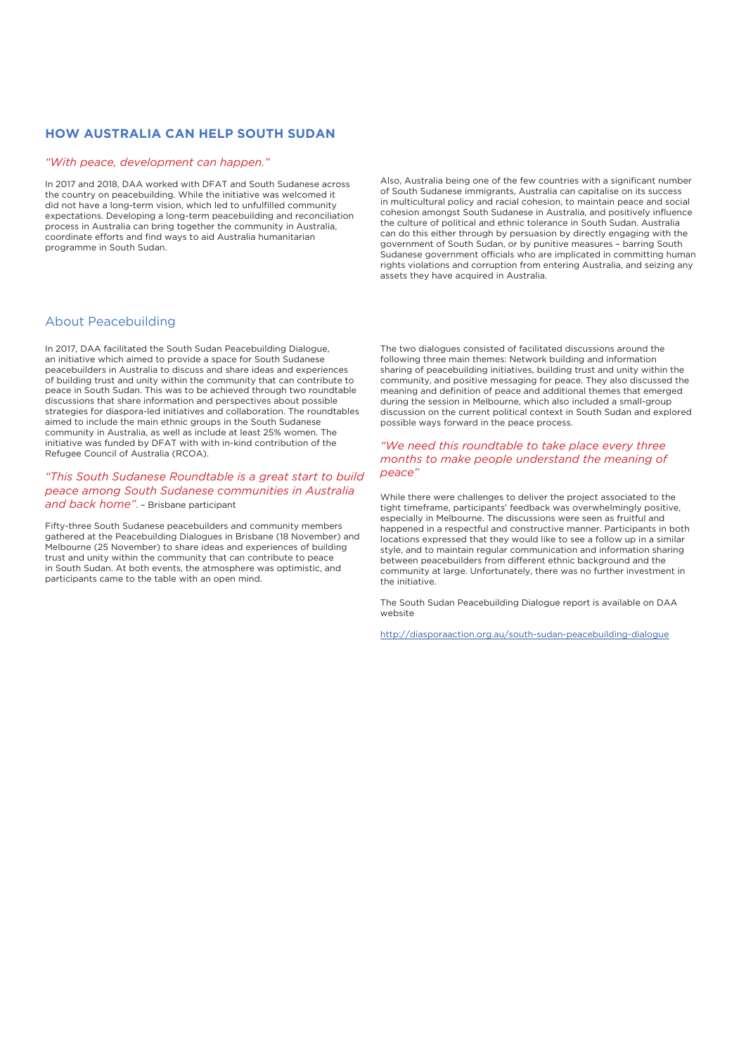## HOW AUSTRALIA CAN HELP SOUTH SUDAN

*"With peace, development can happen."*

In 2017 and 2018, DAA worked with DFAT and South Sudanese across the country on peacebuilding. While the initiative was welcomed it did not have a long-term vision, which led to unfulfilled community expectations. Developing a long-term peacebuilding and reconciliation process in Australia can bring together the community in Australia, coordinate efforts and find ways to aid Australia humanitarian programme in South Sudan.

Also, Australia being one of the few countries with a significant number of South Sudanese immigrants, Australia can capitalise on its success in multicultural policy and racial cohesion, to maintain peace and social cohesion amongst South Sudanese in Australia, and positively influence the culture of political and ethnic tolerance in South Sudan. Australia can do this either through by persuasion by directly engaging with the government of South Sudan, or by punitive measures – barring South Sudanese government officials who are implicated in committing human rights violations and corruption from entering Australia, and seizing any assets they have acquired in Australia.

## About Peacebuilding

In 2017, DAA facilitated the South Sudan Peacebuilding Dialogue, an initiative which aimed to provide a space for South Sudanese peacebuilders in Australia to discuss and share ideas and experiences of building trust and unity within the community that can contribute to peace in South Sudan. This was to be achieved through two roundtable discussions that share information and perspectives about possible strategies for diaspora-led initiatives and collaboration. The roundtables aimed to include the main ethnic groups in the South Sudanese community in Australia, as well as include at least 25% women. The initiative was funded by DFAT with with in-kind contribution of the Refugee Council of Australia (RCOA).

*"This South Sudanese Roundtable is a great start to build peace among South Sudanese communities in Australia and back home".* – Brisbane participant

Fifty-three South Sudanese peacebuilders and community members gathered at the Peacebuilding Dialogues in Brisbane (18 November) and Melbourne (25 November) to share ideas and experiences of building trust and unity within the community that can contribute to peace in South Sudan. At both events, the atmosphere was optimistic, and participants came to the table with an open mind.

The two dialogues consisted of facilitated discussions around the following three main themes: Network building and information sharing of peacebuilding initiatives, building trust and unity within the community, and positive messaging for peace. They also discussed the meaning and definition of peace and additional themes that emerged during the session in Melbourne, which also included a small-group discussion on the current political context in South Sudan and explored possible ways forward in the peace process.

*"We need this roundtable to take place every three months to make people understand the meaning of peace"*

While there were challenges to deliver the project associated to the tight timeframe, participants' feedback was overwhelmingly positive, especially in Melbourne. The discussions were seen as fruitful and happened in a respectful and constructive manner. Participants in both locations expressed that they would like to see a follow up in a similar style, and to maintain regular communication and information sharing between peacebuilders from different ethnic background and the community at large. Unfortunately, there was no further investment in the initiative.

The South Sudan Peacebuilding Dialogue report is available on DAA website

http://diasporaaction.org.au/south-sudan-peacebuilding-dialogue